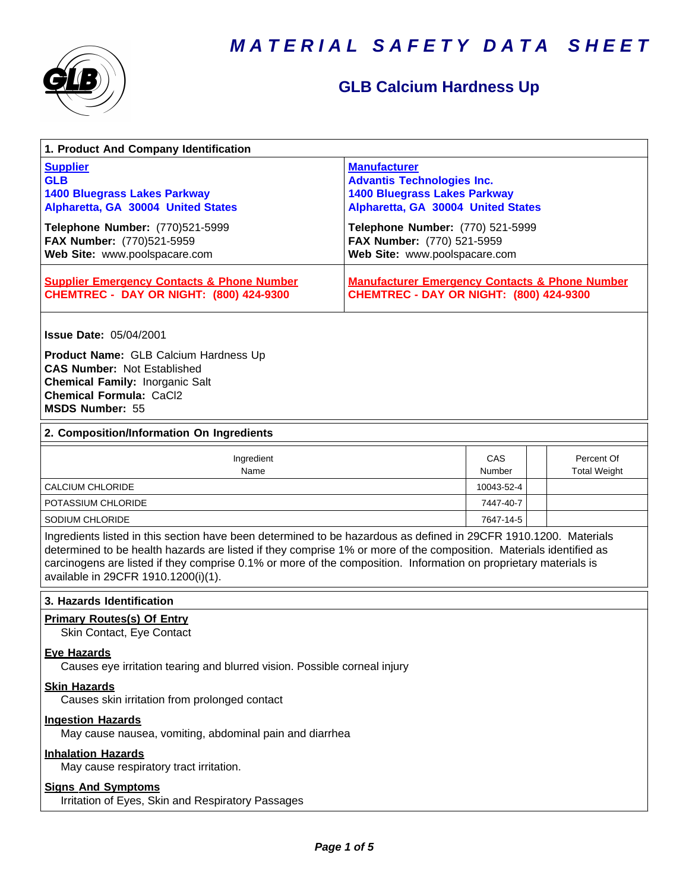# MATERIAL SAFETY DATA SHEET

## GLB Calcium Hardness Up

### 1. Product And Company Identification

**Supplier**
**GLB**
**1400 Bluegrass Lakes Parkway**
**Alpharetta, GA 30004 United States**

**Telephone Number:** (770)521-5999
**FAX Number:** (770)521-5959
**Web Site:** www.poolspacare.com

**Manufacturer**
**Advantis Technologies Inc.**
**1400 Bluegrass Lakes Parkway**
**Alpharetta, GA 30004 United States**

**Telephone Number:** (770) 521-5999
**FAX Number:** (770) 521-5959
**Web Site:** www.poolspacare.com

**Supplier Emergency Contacts & Phone Number**
**CHEMTREC - DAY OR NIGHT: (800) 424-9300**

**Manufacturer Emergency Contacts & Phone Number**
**CHEMTREC - DAY OR NIGHT: (800) 424-9300**

**Issue Date:** 05/04/2001

**Product Name:** GLB Calcium Hardness Up
**CAS Number:** Not Established
**Chemical Family:** Inorganic Salt
**Chemical Formula:** $CaCl_2$
**MSDS Number:** 55

### 2. Composition/Information On Ingredients

| Ingredient Name | CAS Number | | Percent Of Total Weight |
|---|---|---|---|
| CALCIUM CHLORIDE | 10043-52-4 | | |
| POTASSIUM CHLORIDE | 7447-40-7 | | |
| SODIUM CHLORIDE | 7647-14-5 | | |

Ingredients listed in this section have been determined to be hazardous as defined in 29CFR 1910.1200. Materials determined to be health hazards are listed if they comprise 1% or more of the composition. Materials identified as carcinogens are listed if they comprise 0.1% or more of the composition. Information on proprietary materials is available in 29CFR 1910.1200(i)(1).

### 3. Hazards Identification

**Primary Routes(s) Of Entry**
Skin Contact, Eye Contact

**Eye Hazards**
Causes eye irritation tearing and blurred vision. Possible corneal injury

**Skin Hazards**
Causes skin irritation from prolonged contact

**Ingestion Hazards**
May cause nausea, vomiting, abdominal pain and diarrhea

**Inhalation Hazards**
May cause respiratory tract irritation.

**Signs And Symptoms**
Irritation of Eyes, Skin and Respiratory Passages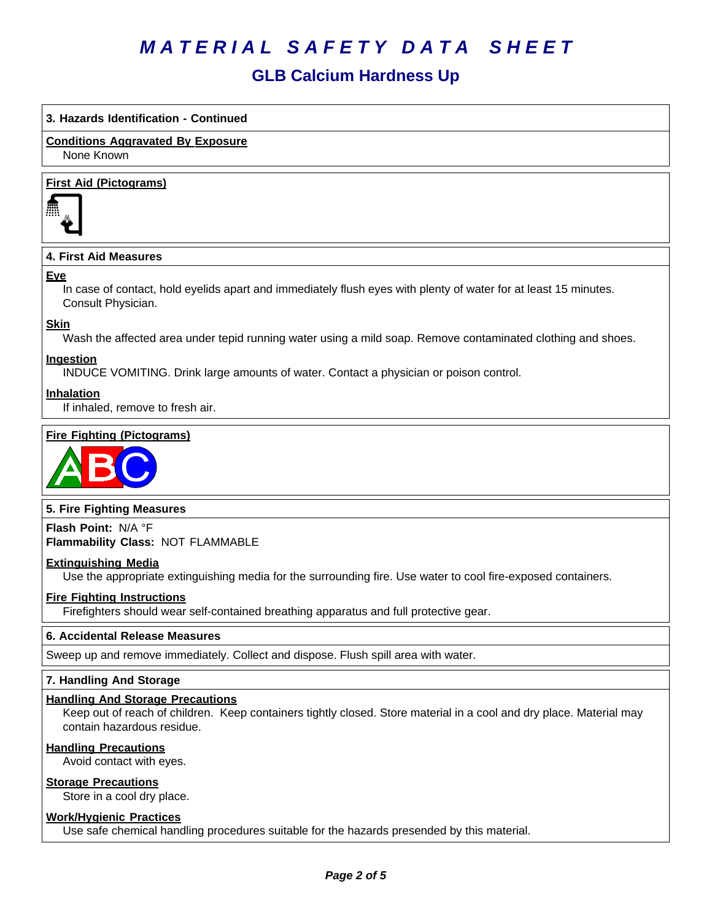# MATERIAL SAFETY DATA SHEET

## GLB Calcium Hardness Up

### 3. Hazards Identification - Continued

**Conditions Aggravated By Exposure**

None Known

**First Aid (Pictograms)**

### 4. First Aid Measures

**Eye**

In case of contact, hold eyelids apart and immediately flush eyes with plenty of water for at least 15 minutes. Consult Physician.

**Skin**

Wash the affected area under tepid running water using a mild soap. Remove contaminated clothing and shoes.

**Ingestion**

INDUCE VOMITING. Drink large amounts of water. Contact a physician or poison control.

**Inhalation**

If inhaled, remove to fresh air.

**Fire Fighting (Pictograms)**

### 5. Fire Fighting Measures

**Flash Point:** N/A °F
**Flammability Class:** NOT FLAMMABLE

**Extinguishing Media**

Use the appropriate extinguishing media for the surrounding fire. Use water to cool fire-exposed containers.

**Fire Fighting Instructions**

Firefighters should wear self-contained breathing apparatus and full protective gear.

### 6. Accidental Release Measures

Sweep up and remove immediately. Collect and dispose. Flush spill area with water.

### 7. Handling And Storage

**Handling And Storage Precautions**

Keep out of reach of children. Keep containers tightly closed. Store material in a cool and dry place. Material may contain hazardous residue.

**Handling Precautions**

Avoid contact with eyes.

**Storage Precautions**

Store in a cool dry place.

**Work/Hygienic Practices**

Use safe chemical handling procedures suitable for the hazards presended by this material.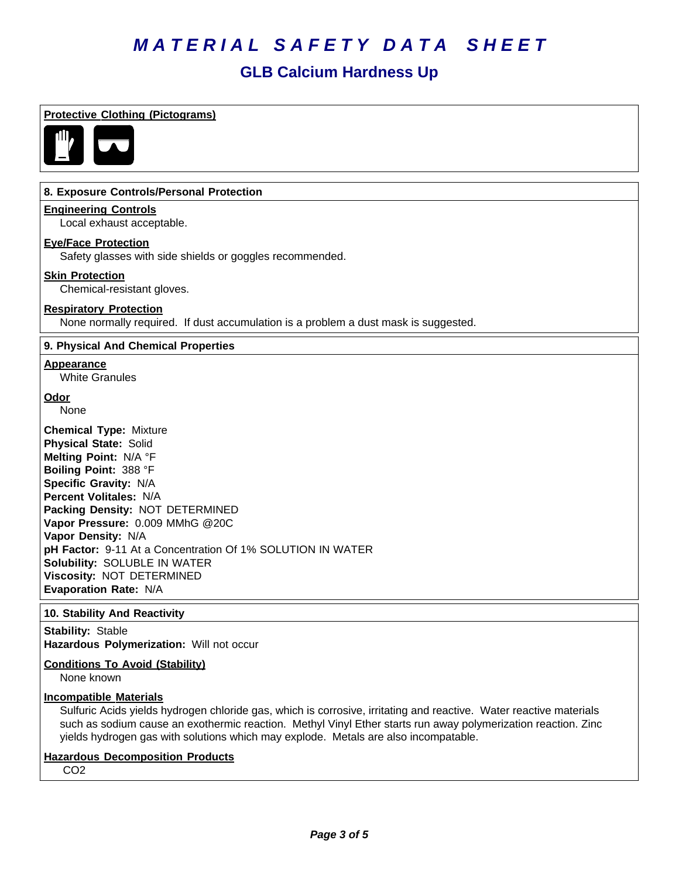# MATERIAL SAFETY DATA SHEET

## GLB Calcium Hardness Up

**Protective Clothing (Pictograms)**

### 8. Exposure Controls/Personal Protection

**Engineering Controls**

Local exhaust acceptable.

**Eye/Face Protection**

Safety glasses with side shields or goggles recommended.

**Skin Protection**

Chemical-resistant gloves.

**Respiratory Protection**

None normally required. If dust accumulation is a problem a dust mask is suggested.

### 9. Physical And Chemical Properties

**Appearance**

White Granules

**Odor**

None

**Chemical Type:** Mixture
**Physical State:** Solid
**Melting Point:** N/A °F
**Boiling Point:** 388 °F
**Specific Gravity:** N/A
**Percent Volitales:** N/A
**Packing Density:** NOT DETERMINED
**Vapor Pressure:** 0.009 MMhG @20C
**Vapor Density:** N/A
**pH Factor:** 9-11 At a Concentration Of 1% SOLUTION IN WATER
**Solubility:** SOLUBLE IN WATER
**Viscosity:** NOT DETERMINED
**Evaporation Rate:** N/A

### 10. Stability And Reactivity

**Stability:** Stable
**Hazardous Polymerization:** Will not occur

**Conditions To Avoid (Stability)**

None known

**Incompatible Materials**

Sulfuric Acids yields hydrogen chloride gas, which is corrosive, irritating and reactive. Water reactive materials such as sodium cause an exothermic reaction. Methyl Vinyl Ether starts run away polymerization reaction. Zinc yields hydrogen gas with solutions which may explode. Metals are also incompatable.

**Hazardous Decomposition Products**

$CO_2$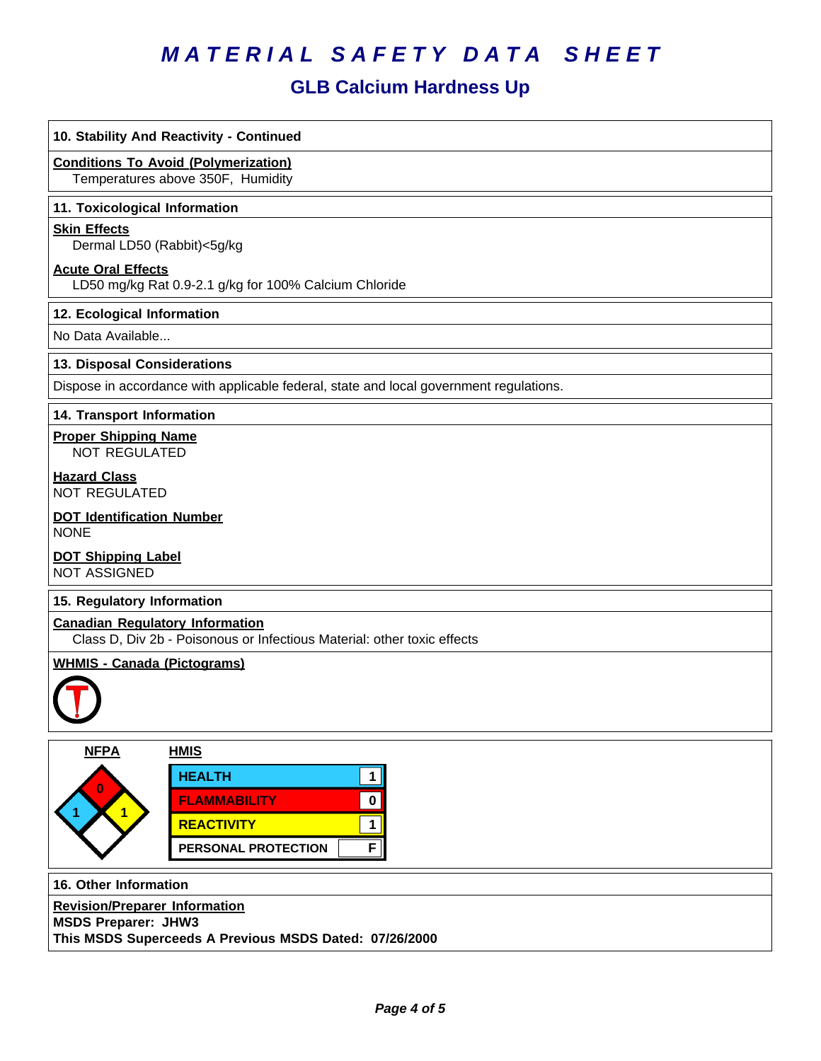# MATERIAL SAFETY DATA SHEET

## GLB Calcium Hardness Up

### 10. Stability And Reactivity - Continued

**Conditions To Avoid (Polymerization)**
Temperatures above 350F, Humidity

### 11. Toxicological Information

**Skin Effects**
Dermal LD50 (Rabbit)<5g/kg

**Acute Oral Effects**
LD50 mg/kg Rat 0.9-2.1 g/kg for 100% Calcium Chloride

### 12. Ecological Information

No Data Available...

### 13. Disposal Considerations

Dispose in accordance with applicable federal, state and local government regulations.

### 14. Transport Information

**Proper Shipping Name**
NOT REGULATED

**Hazard Class**
NOT REGULATED

**DOT Identification Number**
NONE

**DOT Shipping Label**
NOT ASSIGNED

### 15. Regulatory Information

**Canadian Regulatory Information**
Class D, Div 2b - Poisonous or Infectious Material: other toxic effects

**WHMIS - Canada (Pictograms)**

**NFPA**

| Health | Flammability | Reactivity | Special |
|---|---|---|---|
| 1 | 0 | 1 | |

**HMIS**

| | |
|---|---|
| HEALTH | 1 |
| FLAMMABILITY | 0 |
| REACTIVITY | 1 |
| PERSONAL PROTECTION | F |

### 16. Other Information

**Revision/Preparer Information**
**MSDS Preparer: JHW3**
**This MSDS Superceeds A Previous MSDS Dated: 07/26/2000**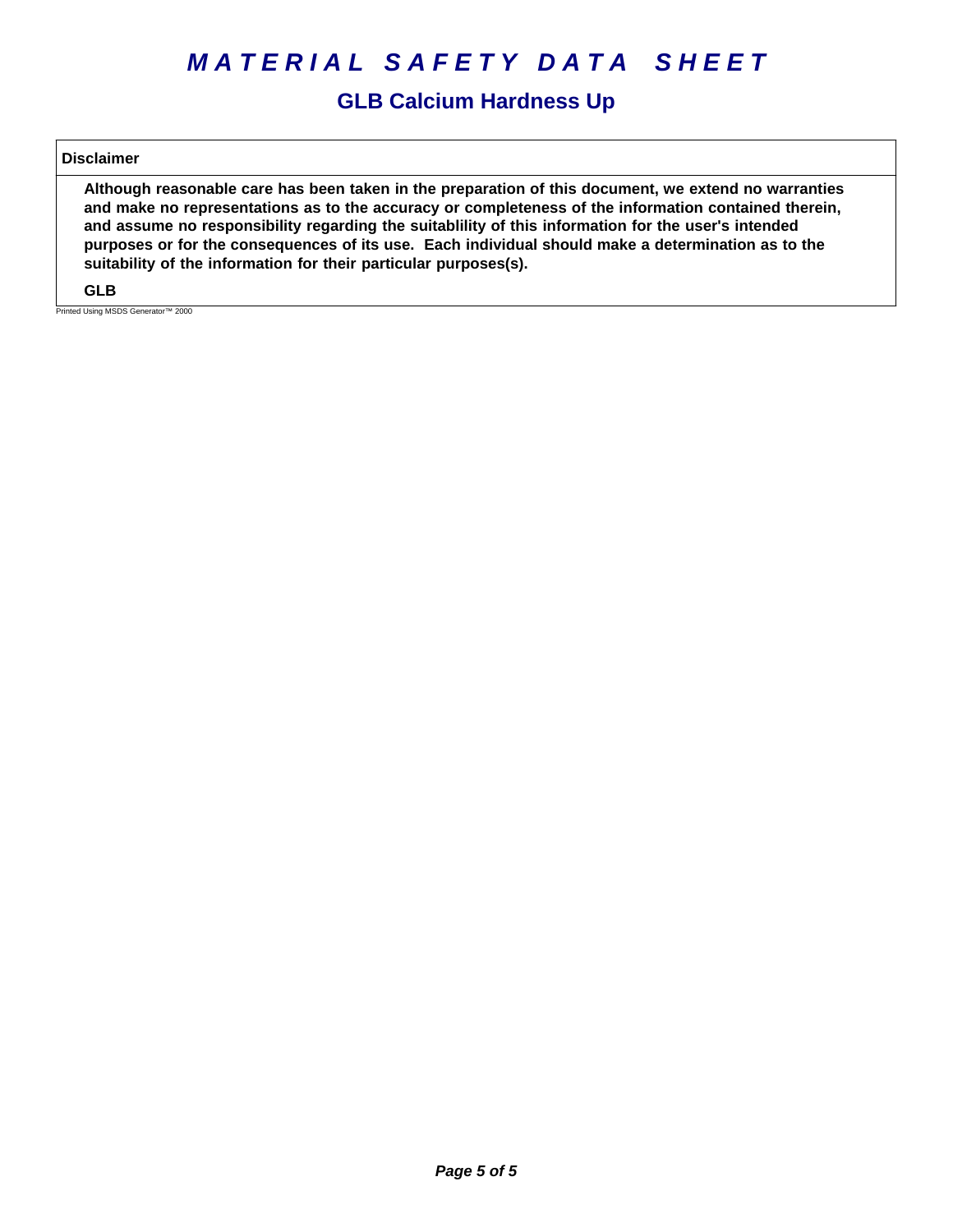## Disclaimer

**Although reasonable care has been taken in the preparation of this document, we extend no warranties and make no representations as to the accuracy or completeness of the information contained therein, and assume no responsibility regarding the suitablility of this information for the user's intended purposes or for the consequences of its use. Each individual should make a determination as to the suitability of the information for their particular purposes(s).**

**GLB**

Printed Using MSDS Generator™ 2000